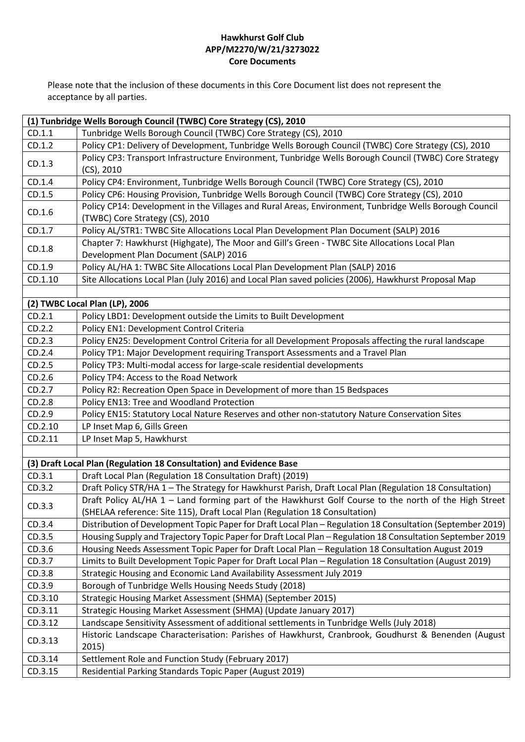**Hawkhurst Golf Club**
**APP/M2270/W/21/3273022**
**Core Documents**

Please note that the inclusion of these documents in this Core Document list does not represent the acceptance by all parties.

| **(1) Tunbridge Wells Borough Council (TWBC) Core Strategy (CS), 2010** | |
|---|---|
| CD.1.1 | Tunbridge Wells Borough Council (TWBC) Core Strategy (CS), 2010 |
| CD.1.2 | Policy CP1: Delivery of Development, Tunbridge Wells Borough Council (TWBC) Core Strategy (CS), 2010 |
| CD.1.3 | Policy CP3: Transport Infrastructure Environment, Tunbridge Wells Borough Council (TWBC) Core Strategy (CS), 2010 |
| CD.1.4 | Policy CP4: Environment, Tunbridge Wells Borough Council (TWBC) Core Strategy (CS), 2010 |
| CD.1.5 | Policy CP6: Housing Provision, Tunbridge Wells Borough Council (TWBC) Core Strategy (CS), 2010 |
| CD.1.6 | Policy CP14: Development in the Villages and Rural Areas, Environment, Tunbridge Wells Borough Council (TWBC) Core Strategy (CS), 2010 |
| CD.1.7 | Policy AL/STR1: TWBC Site Allocations Local Plan Development Plan Document (SALP) 2016 |
| CD.1.8 | Chapter 7: Hawkhurst (Highgate), The Moor and Gill's Green - TWBC Site Allocations Local Plan Development Plan Document (SALP) 2016 |
| CD.1.9 | Policy AL/HA 1: TWBC Site Allocations Local Plan Development Plan (SALP) 2016 |
| CD.1.10 | Site Allocations Local Plan (July 2016) and Local Plan saved policies (2006), Hawkhurst Proposal Map |
| | |
| **(2) TWBC Local Plan (LP), 2006** | |
| CD.2.1 | Policy LBD1: Development outside the Limits to Built Development |
| CD.2.2 | Policy EN1: Development Control Criteria |
| CD.2.3 | Policy EN25: Development Control Criteria for all Development Proposals affecting the rural landscape |
| CD.2.4 | Policy TP1: Major Development requiring Transport Assessments and a Travel Plan |
| CD.2.5 | Policy TP3: Multi-modal access for large-scale residential developments |
| CD.2.6 | Policy TP4: Access to the Road Network |
| CD.2.7 | Policy R2: Recreation Open Space in Development of more than 15 Bedspaces |
| CD.2.8 | Policy EN13: Tree and Woodland Protection |
| CD.2.9 | Policy EN15: Statutory Local Nature Reserves and other non-statutory Nature Conservation Sites |
| CD.2.10 | LP Inset Map 6, Gills Green |
| CD.2.11 | LP Inset Map 5, Hawkhurst |
| | |
| **(3) Draft Local Plan (Regulation 18 Consultation) and Evidence Base** | |
| CD.3.1 | Draft Local Plan (Regulation 18 Consultation Draft) (2019) |
| CD.3.2 | Draft Policy STR/HA 1 – The Strategy for Hawkhurst Parish, Draft Local Plan (Regulation 18 Consultation) |
| CD.3.3 | Draft Policy AL/HA 1 – Land forming part of the Hawkhurst Golf Course to the north of the High Street (SHELAA reference: Site 115), Draft Local Plan (Regulation 18 Consultation) |
| CD.3.4 | Distribution of Development Topic Paper for Draft Local Plan – Regulation 18 Consultation (September 2019) |
| CD.3.5 | Housing Supply and Trajectory Topic Paper for Draft Local Plan – Regulation 18 Consultation September 2019 |
| CD.3.6 | Housing Needs Assessment Topic Paper for Draft Local Plan – Regulation 18 Consultation August 2019 |
| CD.3.7 | Limits to Built Development Topic Paper for Draft Local Plan – Regulation 18 Consultation (August 2019) |
| CD.3.8 | Strategic Housing and Economic Land Availability Assessment July 2019 |
| CD.3.9 | Borough of Tunbridge Wells Housing Needs Study (2018) |
| CD.3.10 | Strategic Housing Market Assessment (SHMA) (September 2015) |
| CD.3.11 | Strategic Housing Market Assessment (SHMA) (Update January 2017) |
| CD.3.12 | Landscape Sensitivity Assessment of additional settlements in Tunbridge Wells (July 2018) |
| CD.3.13 | Historic Landscape Characterisation: Parishes of Hawkhurst, Cranbrook, Goudhurst & Benenden (August 2015) |
| CD.3.14 | Settlement Role and Function Study (February 2017) |
| CD.3.15 | Residential Parking Standards Topic Paper (August 2019) |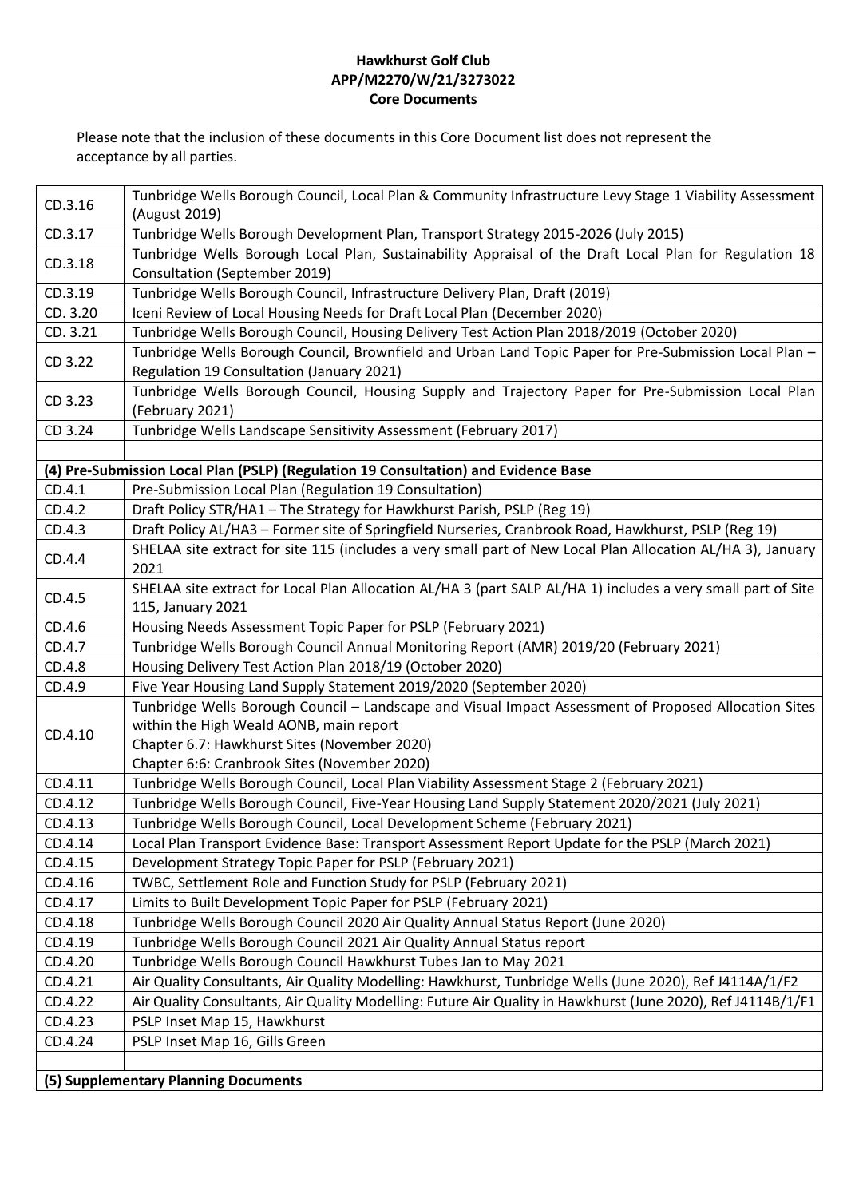**Hawkhurst Golf Club**
**APP/M2270/W/21/3273022**
**Core Documents**

Please note that the inclusion of these documents in this Core Document list does not represent the acceptance by all parties.

| | |
|---|---|
| CD.3.16 | Tunbridge Wells Borough Council, Local Plan & Community Infrastructure Levy Stage 1 Viability Assessment (August 2019) |
| CD.3.17 | Tunbridge Wells Borough Development Plan, Transport Strategy 2015-2026 (July 2015) |
| CD.3.18 | Tunbridge Wells Borough Local Plan, Sustainability Appraisal of the Draft Local Plan for Regulation 18 Consultation (September 2019) |
| CD.3.19 | Tunbridge Wells Borough Council, Infrastructure Delivery Plan, Draft (2019) |
| CD. 3.20 | Iceni Review of Local Housing Needs for Draft Local Plan (December 2020) |
| CD. 3.21 | Tunbridge Wells Borough Council, Housing Delivery Test Action Plan 2018/2019 (October 2020) |
| CD 3.22 | Tunbridge Wells Borough Council, Brownfield and Urban Land Topic Paper for Pre-Submission Local Plan – Regulation 19 Consultation (January 2021) |
| CD 3.23 | Tunbridge Wells Borough Council, Housing Supply and Trajectory Paper for Pre-Submission Local Plan (February 2021) |
| CD 3.24 | Tunbridge Wells Landscape Sensitivity Assessment (February 2017) |
| | |
| **(4) Pre-Submission Local Plan (PSLP) (Regulation 19 Consultation) and Evidence Base** | |
| CD.4.1 | Pre-Submission Local Plan (Regulation 19 Consultation) |
| CD.4.2 | Draft Policy STR/HA1 – The Strategy for Hawkhurst Parish, PSLP (Reg 19) |
| CD.4.3 | Draft Policy AL/HA3 – Former site of Springfield Nurseries, Cranbrook Road, Hawkhurst, PSLP (Reg 19) |
| CD.4.4 | SHELAA site extract for site 115 (includes a very small part of New Local Plan Allocation AL/HA 3), January 2021 |
| CD.4.5 | SHELAA site extract for Local Plan Allocation AL/HA 3 (part SALP AL/HA 1) includes a very small part of Site 115, January 2021 |
| CD.4.6 | Housing Needs Assessment Topic Paper for PSLP (February 2021) |
| CD.4.7 | Tunbridge Wells Borough Council Annual Monitoring Report (AMR) 2019/20 (February 2021) |
| CD.4.8 | Housing Delivery Test Action Plan 2018/19 (October 2020) |
| CD.4.9 | Five Year Housing Land Supply Statement 2019/2020 (September 2020) |
| CD.4.10 | Tunbridge Wells Borough Council – Landscape and Visual Impact Assessment of Proposed Allocation Sites within the High Weald AONB, main report<br>Chapter 6.7: Hawkhurst Sites (November 2020)<br>Chapter 6:6: Cranbrook Sites (November 2020) |
| CD.4.11 | Tunbridge Wells Borough Council, Local Plan Viability Assessment Stage 2 (February 2021) |
| CD.4.12 | Tunbridge Wells Borough Council, Five-Year Housing Land Supply Statement 2020/2021 (July 2021) |
| CD.4.13 | Tunbridge Wells Borough Council, Local Development Scheme (February 2021) |
| CD.4.14 | Local Plan Transport Evidence Base: Transport Assessment Report Update for the PSLP (March 2021) |
| CD.4.15 | Development Strategy Topic Paper for PSLP (February 2021) |
| CD.4.16 | TWBC, Settlement Role and Function Study for PSLP (February 2021) |
| CD.4.17 | Limits to Built Development Topic Paper for PSLP (February 2021) |
| CD.4.18 | Tunbridge Wells Borough Council 2020 Air Quality Annual Status Report (June 2020) |
| CD.4.19 | Tunbridge Wells Borough Council 2021 Air Quality Annual Status report |
| CD.4.20 | Tunbridge Wells Borough Council Hawkhurst Tubes Jan to May 2021 |
| CD.4.21 | Air Quality Consultants, Air Quality Modelling: Hawkhurst, Tunbridge Wells (June 2020), Ref J4114A/1/F2 |
| CD.4.22 | Air Quality Consultants, Air Quality Modelling: Future Air Quality in Hawkhurst (June 2020), Ref J4114B/1/F1 |
| CD.4.23 | PSLP Inset Map 15, Hawkhurst |
| CD.4.24 | PSLP Inset Map 16, Gills Green |
| | |
| **(5) Supplementary Planning Documents** | |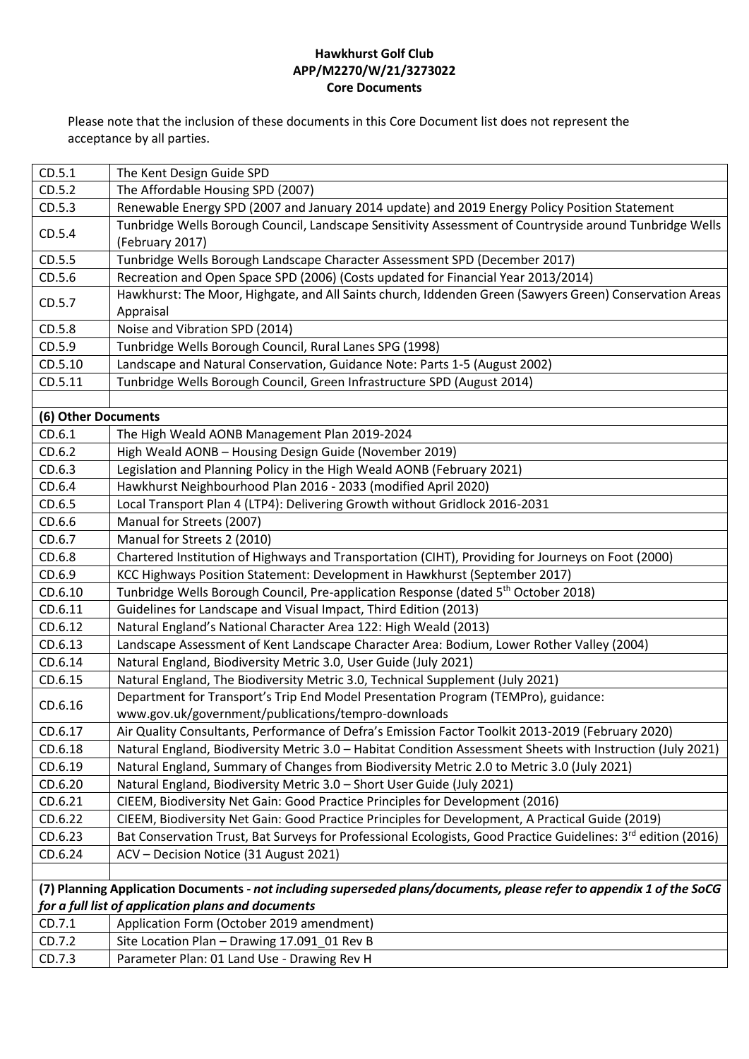**Hawkhurst Golf Club**
**APP/M2270/W/21/3273022**
**Core Documents**

Please note that the inclusion of these documents in this Core Document list does not represent the acceptance by all parties.

| | |
|---|---|
| CD.5.1 | The Kent Design Guide SPD |
| CD.5.2 | The Affordable Housing SPD (2007) |
| CD.5.3 | Renewable Energy SPD (2007 and January 2014 update) and 2019 Energy Policy Position Statement |
| CD.5.4 | Tunbridge Wells Borough Council, Landscape Sensitivity Assessment of Countryside around Tunbridge Wells (February 2017) |
| CD.5.5 | Tunbridge Wells Borough Landscape Character Assessment SPD (December 2017) |
| CD.5.6 | Recreation and Open Space SPD (2006) (Costs updated for Financial Year 2013/2014) |
| CD.5.7 | Hawkhurst: The Moor, Highgate, and All Saints church, Iddenden Green (Sawyers Green) Conservation Areas Appraisal |
| CD.5.8 | Noise and Vibration SPD (2014) |
| CD.5.9 | Tunbridge Wells Borough Council, Rural Lanes SPG (1998) |
| CD.5.10 | Landscape and Natural Conservation, Guidance Note: Parts 1-5 (August 2002) |
| CD.5.11 | Tunbridge Wells Borough Council, Green Infrastructure SPD (August 2014) |
| | |
| **(6) Other Documents** | |
| CD.6.1 | The High Weald AONB Management Plan 2019-2024 |
| CD.6.2 | High Weald AONB – Housing Design Guide (November 2019) |
| CD.6.3 | Legislation and Planning Policy in the High Weald AONB (February 2021) |
| CD.6.4 | Hawkhurst Neighbourhood Plan 2016 - 2033 (modified April 2020) |
| CD.6.5 | Local Transport Plan 4 (LTP4): Delivering Growth without Gridlock 2016-2031 |
| CD.6.6 | Manual for Streets (2007) |
| CD.6.7 | Manual for Streets 2 (2010) |
| CD.6.8 | Chartered Institution of Highways and Transportation (CIHT), Providing for Journeys on Foot (2000) |
| CD.6.9 | KCC Highways Position Statement: Development in Hawkhurst (September 2017) |
| CD.6.10 | Tunbridge Wells Borough Council, Pre-application Response (dated 5th October 2018) |
| CD.6.11 | Guidelines for Landscape and Visual Impact, Third Edition (2013) |
| CD.6.12 | Natural England's National Character Area 122: High Weald (2013) |
| CD.6.13 | Landscape Assessment of Kent Landscape Character Area: Bodium, Lower Rother Valley (2004) |
| CD.6.14 | Natural England, Biodiversity Metric 3.0, User Guide (July 2021) |
| CD.6.15 | Natural England, The Biodiversity Metric 3.0, Technical Supplement (July 2021) |
| CD.6.16 | Department for Transport's Trip End Model Presentation Program (TEMPro), guidance: www.gov.uk/government/publications/tempro-downloads |
| CD.6.17 | Air Quality Consultants, Performance of Defra's Emission Factor Toolkit 2013-2019 (February 2020) |
| CD.6.18 | Natural England, Biodiversity Metric 3.0 – Habitat Condition Assessment Sheets with Instruction (July 2021) |
| CD.6.19 | Natural England, Summary of Changes from Biodiversity Metric 2.0 to Metric 3.0 (July 2021) |
| CD.6.20 | Natural England, Biodiversity Metric 3.0 – Short User Guide (July 2021) |
| CD.6.21 | CIEEM, Biodiversity Net Gain: Good Practice Principles for Development (2016) |
| CD.6.22 | CIEEM, Biodiversity Net Gain: Good Practice Principles for Development, A Practical Guide (2019) |
| CD.6.23 | Bat Conservation Trust, Bat Surveys for Professional Ecologists, Good Practice Guidelines: 3rd edition (2016) |
| CD.6.24 | ACV – Decision Notice (31 August 2021) |
| | |
| **(7) Planning Application Documents** - *not including superseded plans/documents, please refer to appendix 1 of the SoCG for a full list of application plans and documents* | |
| CD.7.1 | Application Form (October 2019 amendment) |
| CD.7.2 | Site Location Plan – Drawing 17.091_01 Rev B |
| CD.7.3 | Parameter Plan: 01 Land Use - Drawing Rev H |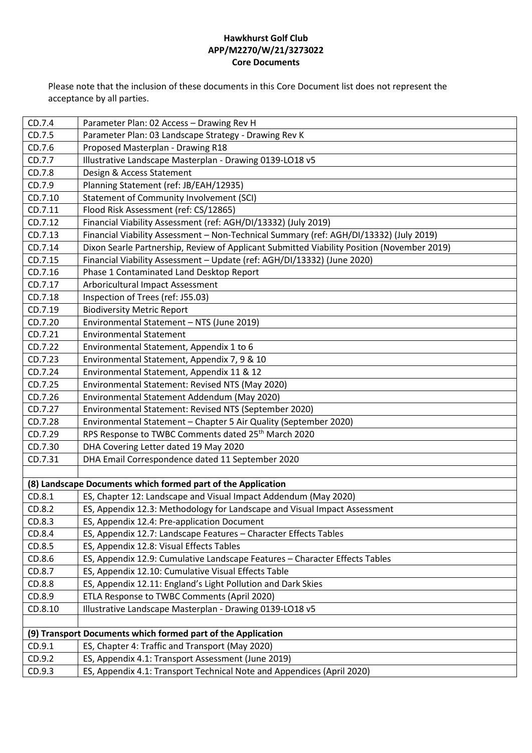**Hawkhurst Golf Club**
**APP/M2270/W/21/3273022**
**Core Documents**

Please note that the inclusion of these documents in this Core Document list does not represent the acceptance by all parties.

| | |
|---|---|
| CD.7.4 | Parameter Plan: 02 Access – Drawing Rev H |
| CD.7.5 | Parameter Plan: 03 Landscape Strategy - Drawing Rev K |
| CD.7.6 | Proposed Masterplan - Drawing R18 |
| CD.7.7 | Illustrative Landscape Masterplan - Drawing 0139-LO18 v5 |
| CD.7.8 | Design & Access Statement |
| CD.7.9 | Planning Statement (ref: JB/EAH/12935) |
| CD.7.10 | Statement of Community Involvement (SCI) |
| CD.7.11 | Flood Risk Assessment (ref: CS/12865) |
| CD.7.12 | Financial Viability Assessment (ref: AGH/DI/13332) (July 2019) |
| CD.7.13 | Financial Viability Assessment – Non-Technical Summary (ref: AGH/DI/13332) (July 2019) |
| CD.7.14 | Dixon Searle Partnership, Review of Applicant Submitted Viability Position (November 2019) |
| CD.7.15 | Financial Viability Assessment – Update (ref: AGH/DI/13332) (June 2020) |
| CD.7.16 | Phase 1 Contaminated Land Desktop Report |
| CD.7.17 | Arboricultural Impact Assessment |
| CD.7.18 | Inspection of Trees (ref: J55.03) |
| CD.7.19 | Biodiversity Metric Report |
| CD.7.20 | Environmental Statement – NTS (June 2019) |
| CD.7.21 | Environmental Statement |
| CD.7.22 | Environmental Statement, Appendix 1 to 6 |
| CD.7.23 | Environmental Statement, Appendix 7, 9 & 10 |
| CD.7.24 | Environmental Statement, Appendix 11 & 12 |
| CD.7.25 | Environmental Statement: Revised NTS (May 2020) |
| CD.7.26 | Environmental Statement Addendum (May 2020) |
| CD.7.27 | Environmental Statement: Revised NTS (September 2020) |
| CD.7.28 | Environmental Statement – Chapter 5 Air Quality (September 2020) |
| CD.7.29 | RPS Response to TWBC Comments dated 25th March 2020 |
| CD.7.30 | DHA Covering Letter dated 19 May 2020 |
| CD.7.31 | DHA Email Correspondence dated 11 September 2020 |
| | |
| **(8) Landscape Documents which formed part of the Application** | |
| CD.8.1 | ES, Chapter 12: Landscape and Visual Impact Addendum (May 2020) |
| CD.8.2 | ES, Appendix 12.3: Methodology for Landscape and Visual Impact Assessment |
| CD.8.3 | ES, Appendix 12.4: Pre-application Document |
| CD.8.4 | ES, Appendix 12.7: Landscape Features – Character Effects Tables |
| CD.8.5 | ES, Appendix 12.8: Visual Effects Tables |
| CD.8.6 | ES, Appendix 12.9: Cumulative Landscape Features – Character Effects Tables |
| CD.8.7 | ES, Appendix 12.10: Cumulative Visual Effects Table |
| CD.8.8 | ES, Appendix 12.11: England's Light Pollution and Dark Skies |
| CD.8.9 | ETLA Response to TWBC Comments (April 2020) |
| CD.8.10 | Illustrative Landscape Masterplan - Drawing 0139-LO18 v5 |
| | |
| **(9) Transport Documents which formed part of the Application** | |
| CD.9.1 | ES, Chapter 4: Traffic and Transport (May 2020) |
| CD.9.2 | ES, Appendix 4.1: Transport Assessment (June 2019) |
| CD.9.3 | ES, Appendix 4.1: Transport Technical Note and Appendices (April 2020) |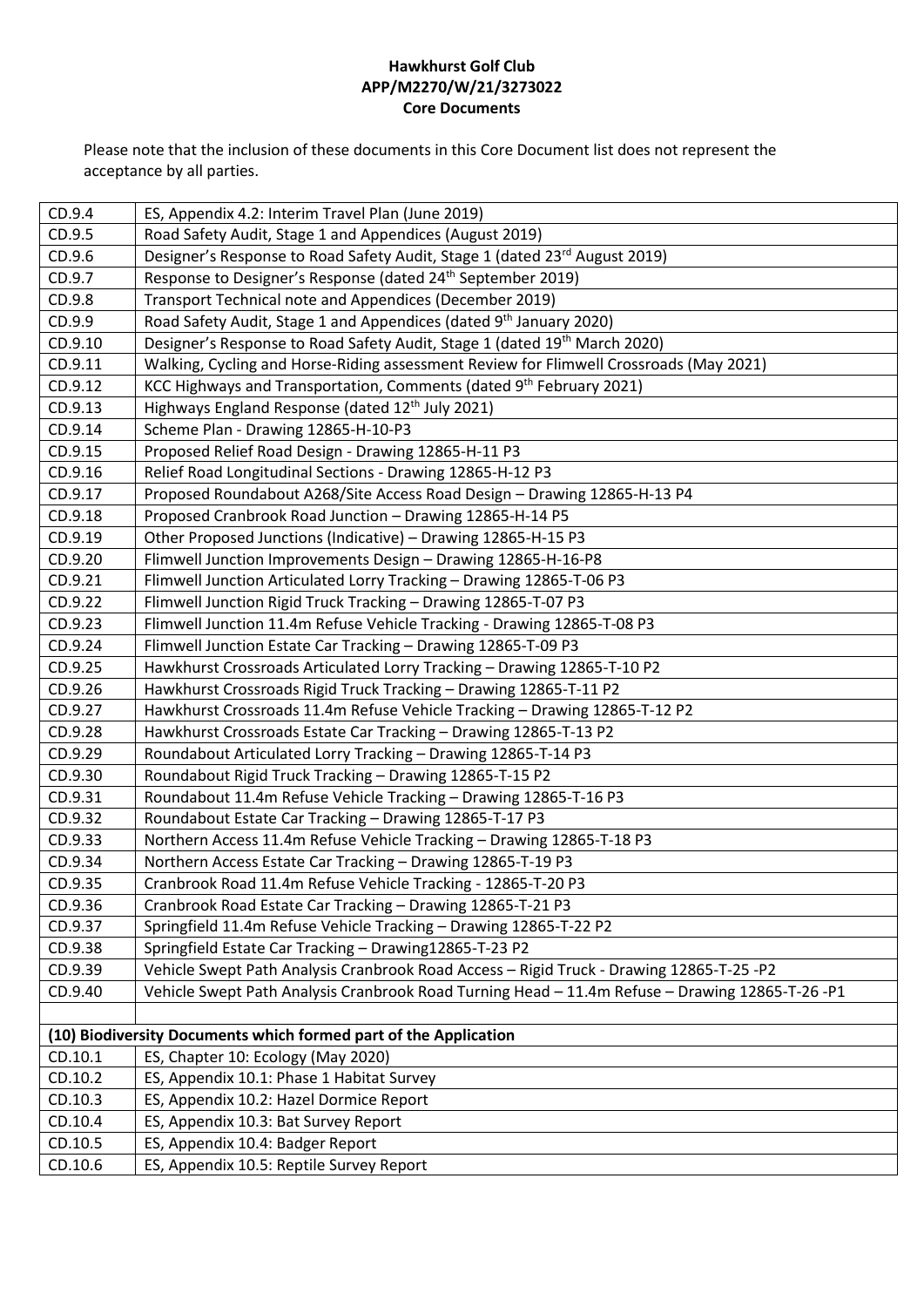**Hawkhurst Golf Club**
**APP/M2270/W/21/3273022**
**Core Documents**

Please note that the inclusion of these documents in this Core Document list does not represent the acceptance by all parties.

| | |
|---|---|
| CD.9.4 | ES, Appendix 4.2: Interim Travel Plan (June 2019) |
| CD.9.5 | Road Safety Audit, Stage 1 and Appendices (August 2019) |
| CD.9.6 | Designer's Response to Road Safety Audit, Stage 1 (dated 23rd August 2019) |
| CD.9.7 | Response to Designer's Response (dated 24th September 2019) |
| CD.9.8 | Transport Technical note and Appendices (December 2019) |
| CD.9.9 | Road Safety Audit, Stage 1 and Appendices (dated 9th January 2020) |
| CD.9.10 | Designer's Response to Road Safety Audit, Stage 1 (dated 19th March 2020) |
| CD.9.11 | Walking, Cycling and Horse-Riding assessment Review for Flimwell Crossroads (May 2021) |
| CD.9.12 | KCC Highways and Transportation, Comments (dated 9th February 2021) |
| CD.9.13 | Highways England Response (dated 12th July 2021) |
| CD.9.14 | Scheme Plan - Drawing 12865-H-10-P3 |
| CD.9.15 | Proposed Relief Road Design - Drawing 12865-H-11 P3 |
| CD.9.16 | Relief Road Longitudinal Sections - Drawing 12865-H-12 P3 |
| CD.9.17 | Proposed Roundabout A268/Site Access Road Design – Drawing 12865-H-13 P4 |
| CD.9.18 | Proposed Cranbrook Road Junction – Drawing 12865-H-14 P5 |
| CD.9.19 | Other Proposed Junctions (Indicative) – Drawing 12865-H-15 P3 |
| CD.9.20 | Flimwell Junction Improvements Design – Drawing 12865-H-16-P8 |
| CD.9.21 | Flimwell Junction Articulated Lorry Tracking – Drawing 12865-T-06 P3 |
| CD.9.22 | Flimwell Junction Rigid Truck Tracking – Drawing 12865-T-07 P3 |
| CD.9.23 | Flimwell Junction 11.4m Refuse Vehicle Tracking - Drawing 12865-T-08 P3 |
| CD.9.24 | Flimwell Junction Estate Car Tracking – Drawing 12865-T-09 P3 |
| CD.9.25 | Hawkhurst Crossroads Articulated Lorry Tracking – Drawing 12865-T-10 P2 |
| CD.9.26 | Hawkhurst Crossroads Rigid Truck Tracking – Drawing 12865-T-11 P2 |
| CD.9.27 | Hawkhurst Crossroads 11.4m Refuse Vehicle Tracking – Drawing 12865-T-12 P2 |
| CD.9.28 | Hawkhurst Crossroads Estate Car Tracking – Drawing 12865-T-13 P2 |
| CD.9.29 | Roundabout Articulated Lorry Tracking – Drawing 12865-T-14 P3 |
| CD.9.30 | Roundabout Rigid Truck Tracking – Drawing 12865-T-15 P2 |
| CD.9.31 | Roundabout 11.4m Refuse Vehicle Tracking – Drawing 12865-T-16 P3 |
| CD.9.32 | Roundabout Estate Car Tracking – Drawing 12865-T-17 P3 |
| CD.9.33 | Northern Access 11.4m Refuse Vehicle Tracking – Drawing 12865-T-18 P3 |
| CD.9.34 | Northern Access Estate Car Tracking – Drawing 12865-T-19 P3 |
| CD.9.35 | Cranbrook Road 11.4m Refuse Vehicle Tracking - 12865-T-20 P3 |
| CD.9.36 | Cranbrook Road Estate Car Tracking – Drawing 12865-T-21 P3 |
| CD.9.37 | Springfield 11.4m Refuse Vehicle Tracking – Drawing 12865-T-22 P2 |
| CD.9.38 | Springfield Estate Car Tracking – Drawing12865-T-23 P2 |
| CD.9.39 | Vehicle Swept Path Analysis Cranbrook Road Access – Rigid Truck - Drawing 12865-T-25 -P2 |
| CD.9.40 | Vehicle Swept Path Analysis Cranbrook Road Turning Head – 11.4m Refuse – Drawing 12865-T-26 -P1 |
| | |
| **(10) Biodiversity Documents which formed part of the Application** | |
| CD.10.1 | ES, Chapter 10: Ecology (May 2020) |
| CD.10.2 | ES, Appendix 10.1: Phase 1 Habitat Survey |
| CD.10.3 | ES, Appendix 10.2: Hazel Dormice Report |
| CD.10.4 | ES, Appendix 10.3: Bat Survey Report |
| CD.10.5 | ES, Appendix 10.4: Badger Report |
| CD.10.6 | ES, Appendix 10.5: Reptile Survey Report |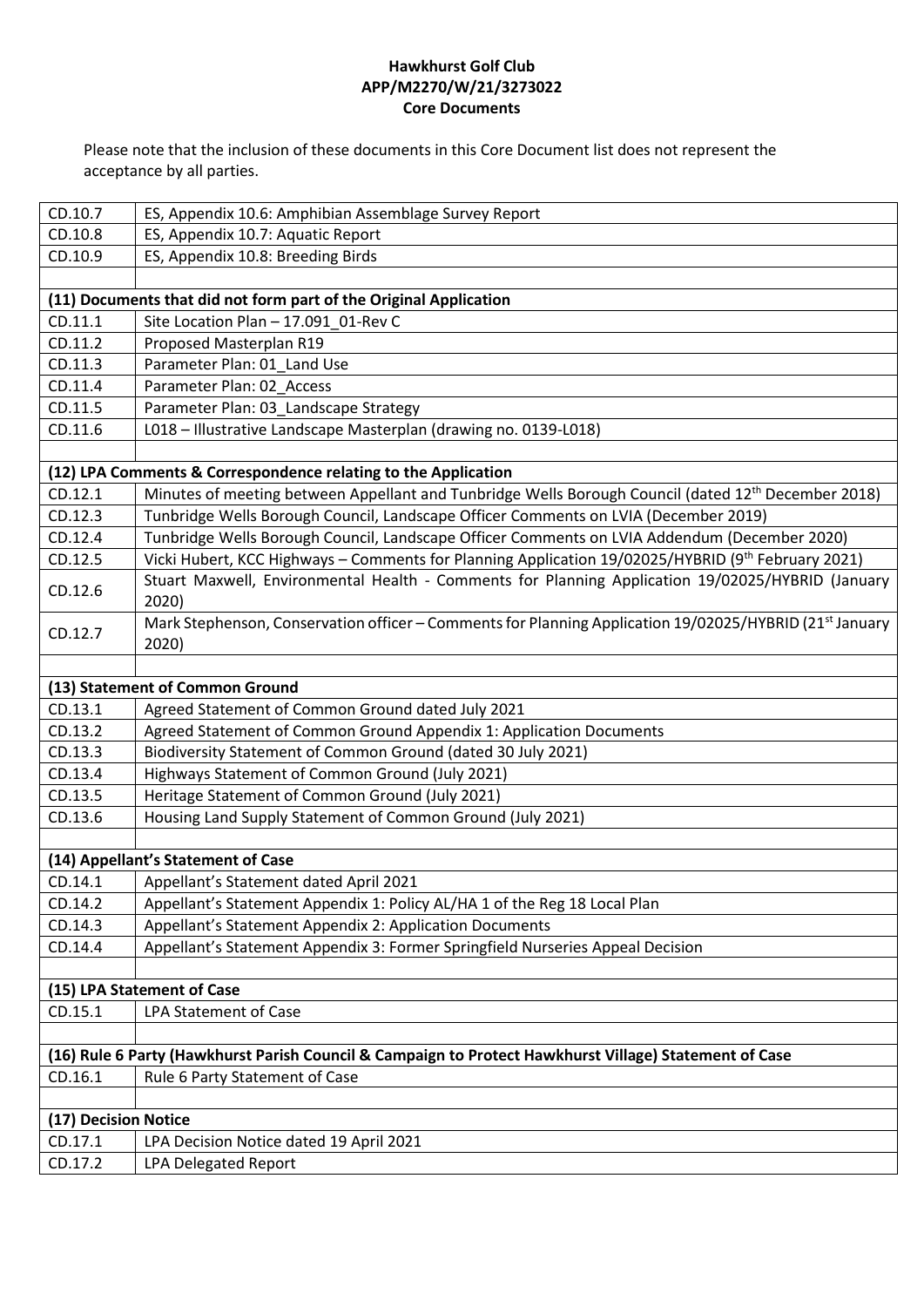**Hawkhurst Golf Club**
**APP/M2270/W/21/3273022**
**Core Documents**

Please note that the inclusion of these documents in this Core Document list does not represent the acceptance by all parties.

| | |
|---|---|
| CD.10.7 | ES, Appendix 10.6: Amphibian Assemblage Survey Report |
| CD.10.8 | ES, Appendix 10.7: Aquatic Report |
| CD.10.9 | ES, Appendix 10.8: Breeding Birds |
| | |
| **(11) Documents that did not form part of the Original Application** | |
| CD.11.1 | Site Location Plan – 17.091_01-Rev C |
| CD.11.2 | Proposed Masterplan R19 |
| CD.11.3 | Parameter Plan: 01_Land Use |
| CD.11.4 | Parameter Plan: 02_Access |
| CD.11.5 | Parameter Plan: 03_Landscape Strategy |
| CD.11.6 | L018 – Illustrative Landscape Masterplan (drawing no. 0139-L018) |
| | |
| **(12) LPA Comments & Correspondence relating to the Application** | |
| CD.12.1 | Minutes of meeting between Appellant and Tunbridge Wells Borough Council (dated 12th December 2018) |
| CD.12.3 | Tunbridge Wells Borough Council, Landscape Officer Comments on LVIA (December 2019) |
| CD.12.4 | Tunbridge Wells Borough Council, Landscape Officer Comments on LVIA Addendum (December 2020) |
| CD.12.5 | Vicki Hubert, KCC Highways – Comments for Planning Application 19/02025/HYBRID (9th February 2021) |
| CD.12.6 | Stuart Maxwell, Environmental Health - Comments for Planning Application 19/02025/HYBRID (January 2020) |
| CD.12.7 | Mark Stephenson, Conservation officer – Comments for Planning Application 19/02025/HYBRID (21st January 2020) |
| | |
| **(13) Statement of Common Ground** | |
| CD.13.1 | Agreed Statement of Common Ground dated July 2021 |
| CD.13.2 | Agreed Statement of Common Ground Appendix 1: Application Documents |
| CD.13.3 | Biodiversity Statement of Common Ground (dated 30 July 2021) |
| CD.13.4 | Highways Statement of Common Ground (July 2021) |
| CD.13.5 | Heritage Statement of Common Ground (July 2021) |
| CD.13.6 | Housing Land Supply Statement of Common Ground (July 2021) |
| | |
| **(14) Appellant's Statement of Case** | |
| CD.14.1 | Appellant's Statement dated April 2021 |
| CD.14.2 | Appellant's Statement Appendix 1: Policy AL/HA 1 of the Reg 18 Local Plan |
| CD.14.3 | Appellant's Statement Appendix 2: Application Documents |
| CD.14.4 | Appellant's Statement Appendix 3: Former Springfield Nurseries Appeal Decision |
| | |
| **(15) LPA Statement of Case** | |
| CD.15.1 | LPA Statement of Case |
| | |
| **(16) Rule 6 Party (Hawkhurst Parish Council & Campaign to Protect Hawkhurst Village) Statement of Case** | |
| CD.16.1 | Rule 6 Party Statement of Case |
| | |
| **(17) Decision Notice** | |
| CD.17.1 | LPA Decision Notice dated 19 April 2021 |
| CD.17.2 | LPA Delegated Report |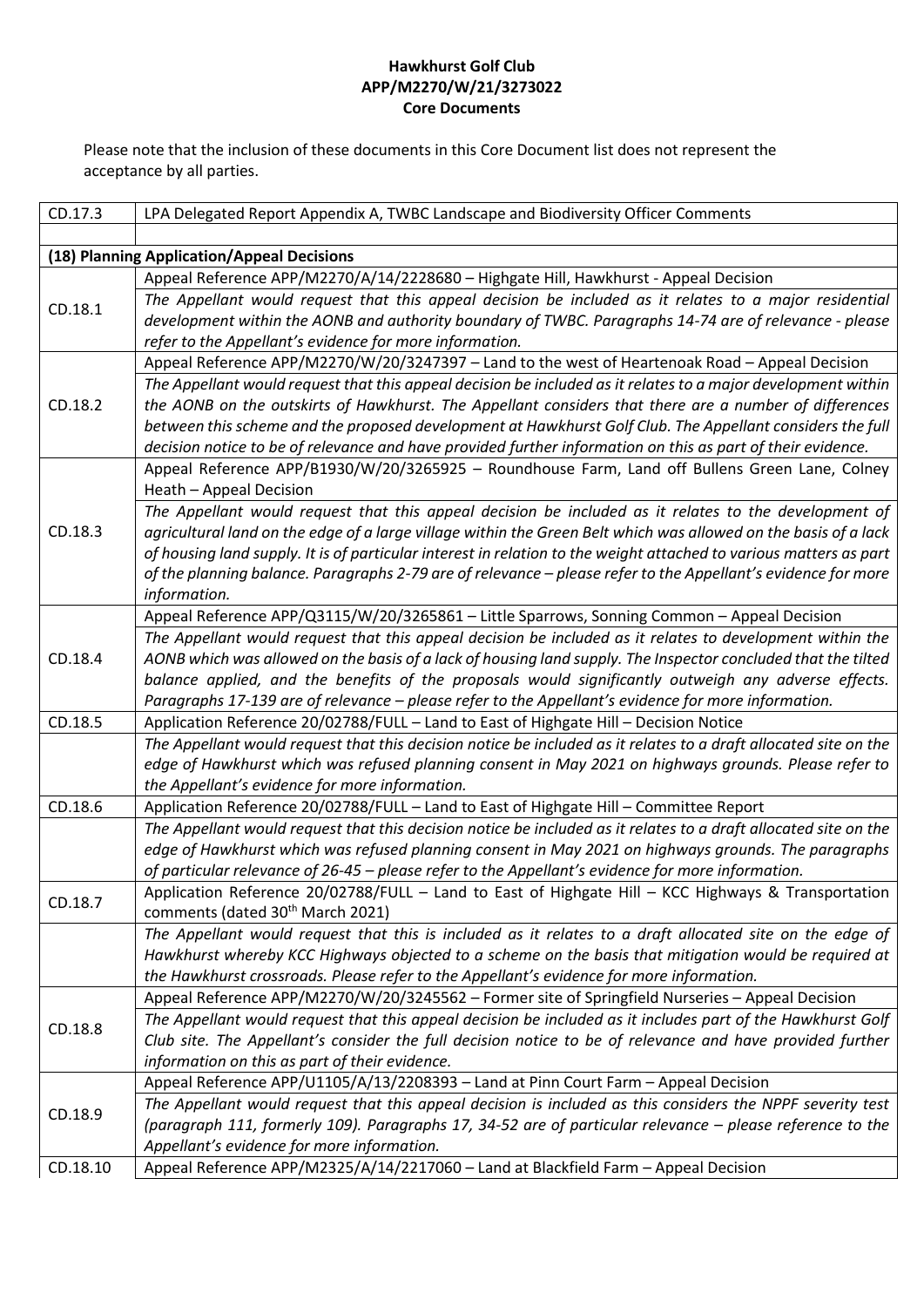**Hawkhurst Golf Club**
**APP/M2270/W/21/3273022**
**Core Documents**

Please note that the inclusion of these documents in this Core Document list does not represent the acceptance by all parties.

| | |
|---|---|
| CD.17.3 | LPA Delegated Report Appendix A, TWBC Landscape and Biodiversity Officer Comments |
| | |
| **(18) Planning Application/Appeal Decisions** | |
| CD.18.1 | Appeal Reference APP/M2270/A/14/2228680 – Highgate Hill, Hawkhurst - Appeal Decision<br>*The Appellant would request that this appeal decision be included as it relates to a major residential development within the AONB and authority boundary of TWBC. Paragraphs 14-74 are of relevance - please refer to the Appellant's evidence for more information.* |
| CD.18.2 | Appeal Reference APP/M2270/W/20/3247397 – Land to the west of Heartenoak Road – Appeal Decision<br>*The Appellant would request that this appeal decision be included as it relates to a major development within the AONB on the outskirts of Hawkhurst. The Appellant considers that there are a number of differences between this scheme and the proposed development at Hawkhurst Golf Club. The Appellant considers the full decision notice to be of relevance and have provided further information on this as part of their evidence.* |
| CD.18.3 | Appeal Reference APP/B1930/W/20/3265925 – Roundhouse Farm, Land off Bullens Green Lane, Colney Heath – Appeal Decision<br>*The Appellant would request that this appeal decision be included as it relates to the development of agricultural land on the edge of a large village within the Green Belt which was allowed on the basis of a lack of housing land supply. It is of particular interest in relation to the weight attached to various matters as part of the planning balance. Paragraphs 2-79 are of relevance – please refer to the Appellant's evidence for more information.* |
| CD.18.4 | Appeal Reference APP/Q3115/W/20/3265861 – Little Sparrows, Sonning Common – Appeal Decision<br>*The Appellant would request that this appeal decision be included as it relates to development within the AONB which was allowed on the basis of a lack of housing land supply. The Inspector concluded that the tilted balance applied, and the benefits of the proposals would significantly outweigh any adverse effects. Paragraphs 17-139 are of relevance – please refer to the Appellant's evidence for more information.* |
| CD.18.5 | Application Reference 20/02788/FULL – Land to East of Highgate Hill – Decision Notice |
| | *The Appellant would request that this decision notice be included as it relates to a draft allocated site on the edge of Hawkhurst which was refused planning consent in May 2021 on highways grounds. Please refer to the Appellant's evidence for more information.* |
| CD.18.6 | Application Reference 20/02788/FULL – Land to East of Highgate Hill – Committee Report |
| | *The Appellant would request that this decision notice be included as it relates to a draft allocated site on the edge of Hawkhurst which was refused planning consent in May 2021 on highways grounds. The paragraphs of particular relevance of 26-45 – please refer to the Appellant's evidence for more information.* |
| CD.18.7 | Application Reference 20/02788/FULL – Land to East of Highgate Hill – KCC Highways & Transportation comments (dated 30th March 2021) |
| | *The Appellant would request that this is included as it relates to a draft allocated site on the edge of Hawkhurst whereby KCC Highways objected to a scheme on the basis that mitigation would be required at the Hawkhurst crossroads. Please refer to the Appellant's evidence for more information.* |
| CD.18.8 | Appeal Reference APP/M2270/W/20/3245562 – Former site of Springfield Nurseries – Appeal Decision<br>*The Appellant would request that this appeal decision be included as it includes part of the Hawkhurst Golf Club site. The Appellant's consider the full decision notice to be of relevance and have provided further information on this as part of their evidence.* |
| CD.18.9 | Appeal Reference APP/U1105/A/13/2208393 – Land at Pinn Court Farm – Appeal Decision<br>*The Appellant would request that this appeal decision is included as this considers the NPPF severity test (paragraph 111, formerly 109). Paragraphs 17, 34-52 are of particular relevance – please reference to the Appellant's evidence for more information.* |
| CD.18.10 | Appeal Reference APP/M2325/A/14/2217060 – Land at Blackfield Farm – Appeal Decision |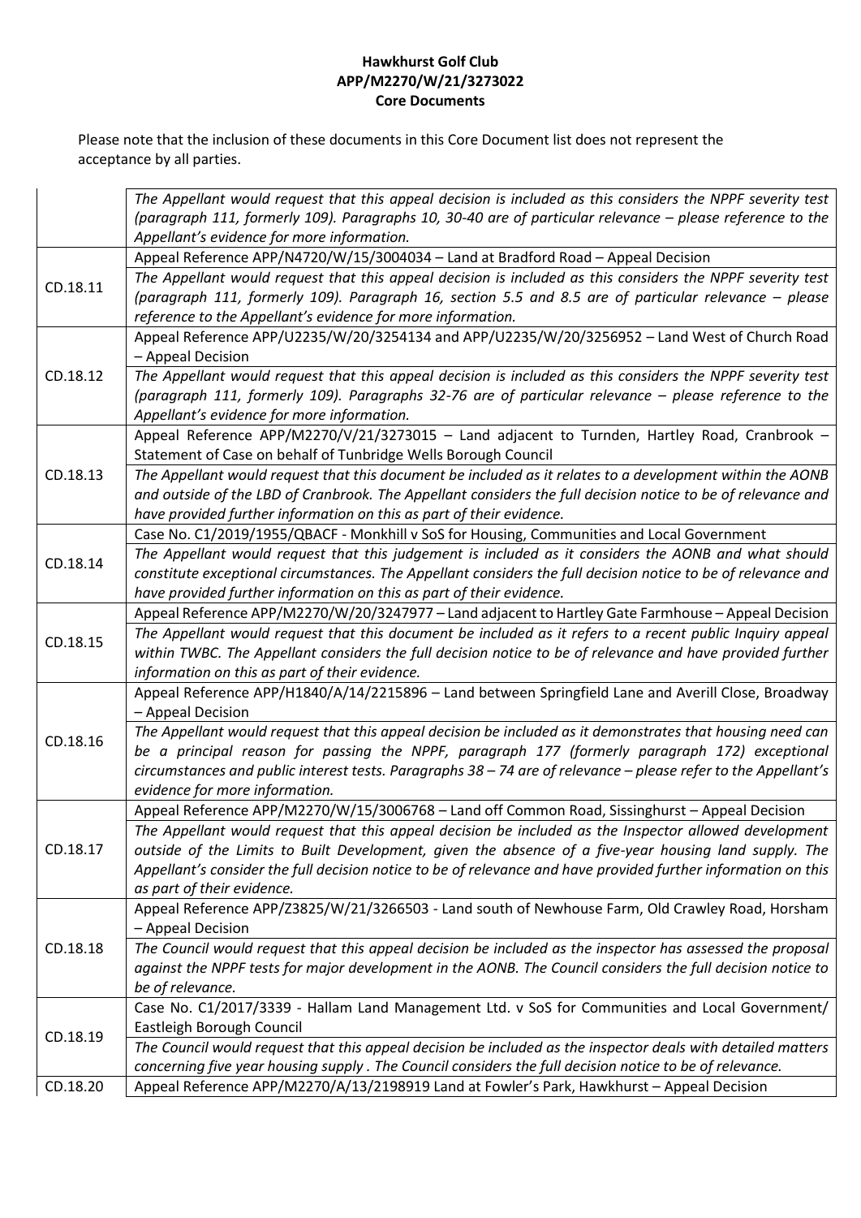**Hawkhurst Golf Club**
**APP/M2270/W/21/3273022**
**Core Documents**

Please note that the inclusion of these documents in this Core Document list does not represent the acceptance by all parties.

| | |
|---|---|
| | *The Appellant would request that this appeal decision is included as this considers the NPPF severity test (paragraph 111, formerly 109). Paragraphs 10, 30-40 are of particular relevance – please reference to the Appellant's evidence for more information.* |
| CD.18.11 | Appeal Reference APP/N4720/W/15/3004034 – Land at Bradford Road – Appeal Decision<br>*The Appellant would request that this appeal decision is included as this considers the NPPF severity test (paragraph 111, formerly 109). Paragraph 16, section 5.5 and 8.5 are of particular relevance – please reference to the Appellant's evidence for more information.* |
| CD.18.12 | Appeal Reference APP/U2235/W/20/3254134 and APP/U2235/W/20/3256952 – Land West of Church Road – Appeal Decision<br>*The Appellant would request that this appeal decision is included as this considers the NPPF severity test (paragraph 111, formerly 109). Paragraphs 32-76 are of particular relevance – please reference to the Appellant's evidence for more information.* |
| CD.18.13 | Appeal Reference APP/M2270/V/21/3273015 – Land adjacent to Turnden, Hartley Road, Cranbrook – Statement of Case on behalf of Tunbridge Wells Borough Council<br>*The Appellant would request that this document be included as it relates to a development within the AONB and outside of the LBD of Cranbrook. The Appellant considers the full decision notice to be of relevance and have provided further information on this as part of their evidence.* |
| CD.18.14 | Case No. C1/2019/1955/QBACF - Monkhill v SoS for Housing, Communities and Local Government<br>*The Appellant would request that this judgement is included as it considers the AONB and what should constitute exceptional circumstances. The Appellant considers the full decision notice to be of relevance and have provided further information on this as part of their evidence.* |
| CD.18.15 | Appeal Reference APP/M2270/W/20/3247977 – Land adjacent to Hartley Gate Farmhouse – Appeal Decision<br>*The Appellant would request that this document be included as it refers to a recent public Inquiry appeal within TWBC. The Appellant considers the full decision notice to be of relevance and have provided further information on this as part of their evidence.* |
| CD.18.16 | Appeal Reference APP/H1840/A/14/2215896 – Land between Springfield Lane and Averill Close, Broadway – Appeal Decision<br>*The Appellant would request that this appeal decision be included as it demonstrates that housing need can be a principal reason for passing the NPPF, paragraph 177 (formerly paragraph 172) exceptional circumstances and public interest tests. Paragraphs 38 – 74 are of relevance – please refer to the Appellant's evidence for more information.* |
| CD.18.17 | Appeal Reference APP/M2270/W/15/3006768 – Land off Common Road, Sissinghurst – Appeal Decision<br>*The Appellant would request that this appeal decision be included as the Inspector allowed development outside of the Limits to Built Development, given the absence of a five-year housing land supply. The Appellant's consider the full decision notice to be of relevance and have provided further information on this as part of their evidence.* |
| CD.18.18 | Appeal Reference APP/Z3825/W/21/3266503 - Land south of Newhouse Farm, Old Crawley Road, Horsham – Appeal Decision<br>*The Council would request that this appeal decision be included as the inspector has assessed the proposal against the NPPF tests for major development in the AONB. The Council considers the full decision notice to be of relevance.* |
| CD.18.19 | Case No. C1/2017/3339 - Hallam Land Management Ltd. v SoS for Communities and Local Government/ Eastleigh Borough Council<br>*The Council would request that this appeal decision be included as the inspector deals with detailed matters concerning five year housing supply . The Council considers the full decision notice to be of relevance.* |
| CD.18.20 | Appeal Reference APP/M2270/A/13/2198919 Land at Fowler's Park, Hawkhurst – Appeal Decision |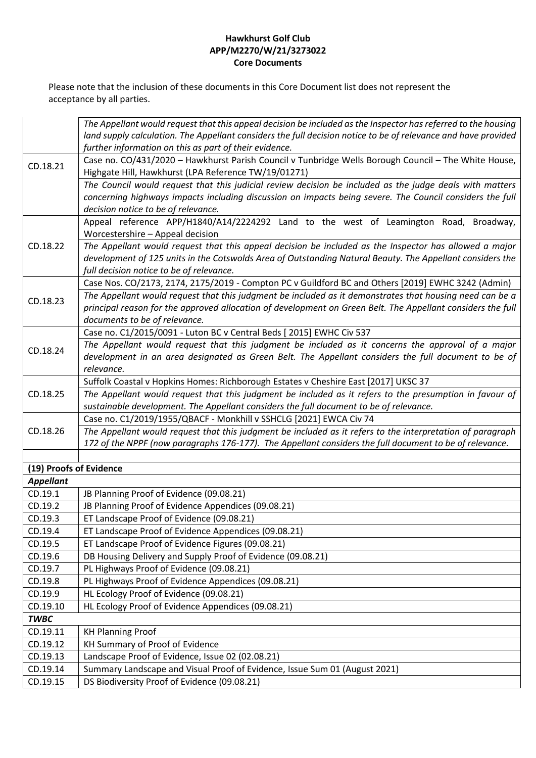**Hawkhurst Golf Club**
**APP/M2270/W/21/3273022**
**Core Documents**

Please note that the inclusion of these documents in this Core Document list does not represent the acceptance by all parties.

| | |
|---|---|
| | *The Appellant would request that this appeal decision be included as the Inspector has referred to the housing land supply calculation. The Appellant considers the full decision notice to be of relevance and have provided further information on this as part of their evidence.* |
| CD.18.21 | Case no. CO/431/2020 – Hawkhurst Parish Council v Tunbridge Wells Borough Council – The White House, Highgate Hill, Hawkhurst (LPA Reference TW/19/01271) |
| | *The Council would request that this judicial review decision be included as the judge deals with matters concerning highways impacts including discussion on impacts being severe. The Council considers the full decision notice to be of relevance.* |
| CD.18.22 | Appeal reference APP/H1840/A14/2224292 Land to the west of Leamington Road, Broadway, Worcestershire – Appeal decision |
| | *The Appellant would request that this appeal decision be included as the Inspector has allowed a major development of 125 units in the Cotswolds Area of Outstanding Natural Beauty. The Appellant considers the full decision notice to be of relevance.* |
| CD.18.23 | Case Nos. CO/2173, 2174, 2175/2019 - Compton PC v Guildford BC and Others [2019] EWHC 3242 (Admin) |
| | *The Appellant would request that this judgment be included as it demonstrates that housing need can be a principal reason for the approved allocation of development on Green Belt. The Appellant considers the full documents to be of relevance.* |
| CD.18.24 | Case no. C1/2015/0091 - Luton BC v Central Beds [ 2015] EWHC Civ 537 |
| | *The Appellant would request that this judgment be included as it concerns the approval of a major development in an area designated as Green Belt. The Appellant considers the full document to be of relevance.* |
| CD.18.25 | Suffolk Coastal v Hopkins Homes: Richborough Estates v Cheshire East [2017] UKSC 37 |
| | *The Appellant would request that this judgment be included as it refers to the presumption in favour of sustainable development. The Appellant considers the full document to be of relevance.* |
| CD.18.26 | Case no. C1/2019/1955/QBACF - Monkhill v SSHCLG [2021] EWCA Civ 74 |
| | *The Appellant would request that this judgment be included as it refers to the interpretation of paragraph 172 of the NPPF (now paragraphs 176-177). The Appellant considers the full document to be of relevance.* |
| | |
| **(19) Proofs of Evidence** | |
| ***Appellant*** | |
| CD.19.1 | JB Planning Proof of Evidence (09.08.21) |
| CD.19.2 | JB Planning Proof of Evidence Appendices (09.08.21) |
| CD.19.3 | ET Landscape Proof of Evidence (09.08.21) |
| CD.19.4 | ET Landscape Proof of Evidence Appendices (09.08.21) |
| CD.19.5 | ET Landscape Proof of Evidence Figures (09.08.21) |
| CD.19.6 | DB Housing Delivery and Supply Proof of Evidence (09.08.21) |
| CD.19.7 | PL Highways Proof of Evidence (09.08.21) |
| CD.19.8 | PL Highways Proof of Evidence Appendices (09.08.21) |
| CD.19.9 | HL Ecology Proof of Evidence (09.08.21) |
| CD.19.10 | HL Ecology Proof of Evidence Appendices (09.08.21) |
| ***TWBC*** | |
| CD.19.11 | KH Planning Proof |
| CD.19.12 | KH Summary of Proof of Evidence |
| CD.19.13 | Landscape Proof of Evidence, Issue 02 (02.08.21) |
| CD.19.14 | Summary Landscape and Visual Proof of Evidence, Issue Sum 01 (August 2021) |
| CD.19.15 | DS Biodiversity Proof of Evidence (09.08.21) |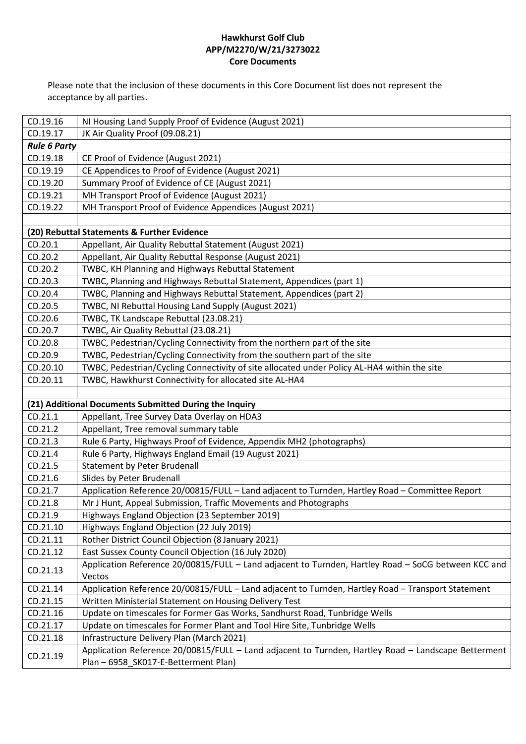**Hawkhurst Golf Club**
**APP/M2270/W/21/3273022**
**Core Documents**

Please note that the inclusion of these documents in this Core Document list does not represent the acceptance by all parties.

| | |
|---|---|
| CD.19.16 | NI Housing Land Supply Proof of Evidence (August 2021) |
| CD.19.17 | JK Air Quality Proof (09.08.21) |
| ***Rule 6 Party*** | |
| CD.19.18 | CE Proof of Evidence (August 2021) |
| CD.19.19 | CE Appendices to Proof of Evidence (August 2021) |
| CD.19.20 | Summary Proof of Evidence of CE (August 2021) |
| CD.19.21 | MH Transport Proof of Evidence (August 2021) |
| CD.19.22 | MH Transport Proof of Evidence Appendices (August 2021) |
| | |
| **(20) Rebuttal Statements & Further Evidence** | |
| CD.20.1 | Appellant, Air Quality Rebuttal Statement (August 2021) |
| CD.20.2 | Appellant, Air Quality Rebuttal Response (August 2021) |
| CD.20.2 | TWBC, KH Planning and Highways Rebuttal Statement |
| CD.20.3 | TWBC, Planning and Highways Rebuttal Statement, Appendices (part 1) |
| CD.20.4 | TWBC, Planning and Highways Rebuttal Statement, Appendices (part 2) |
| CD.20.5 | TWBC, NI Rebuttal Housing Land Supply (August 2021) |
| CD.20.6 | TWBC, TK Landscape Rebuttal (23.08.21) |
| CD.20.7 | TWBC, Air Quality Rebuttal (23.08.21) |
| CD.20.8 | TWBC, Pedestrian/Cycling Connectivity from the northern part of the site |
| CD.20.9 | TWBC, Pedestrian/Cycling Connectivity from the southern part of the site |
| CD.20.10 | TWBC, Pedestrian/Cycling Connectivity of site allocated under Policy AL-HA4 within the site |
| CD.20.11 | TWBC, Hawkhurst Connectivity for allocated site AL-HA4 |
| | |
| **(21) Additional Documents Submitted During the Inquiry** | |
| CD.21.1 | Appellant, Tree Survey Data Overlay on HDA3 |
| CD.21.2 | Appellant, Tree removal summary table |
| CD.21.3 | Rule 6 Party, Highways Proof of Evidence, Appendix MH2 (photographs) |
| CD.21.4 | Rule 6 Party, Highways England Email (19 August 2021) |
| CD.21.5 | Statement by Peter Brudenall |
| CD.21.6 | Slides by Peter Brudenall |
| CD.21.7 | Application Reference 20/00815/FULL – Land adjacent to Turnden, Hartley Road – Committee Report |
| CD.21.8 | Mr J Hunt, Appeal Submission, Traffic Movements and Photographs |
| CD.21.9 | Highways England Objection (23 September 2019) |
| CD.21.10 | Highways England Objection (22 July 2019) |
| CD.21.11 | Rother District Council Objection (8 January 2021) |
| CD.21.12 | East Sussex County Council Objection (16 July 2020) |
| CD.21.13 | Application Reference 20/00815/FULL – Land adjacent to Turnden, Hartley Road – SoCG between KCC and Vectos |
| CD.21.14 | Application Reference 20/00815/FULL – Land adjacent to Turnden, Hartley Road – Transport Statement |
| CD.21.15 | Written Ministerial Statement on Housing Delivery Test |
| CD.21.16 | Update on timescales for Former Gas Works, Sandhurst Road, Tunbridge Wells |
| CD.21.17 | Update on timescales for Former Plant and Tool Hire Site, Tunbridge Wells |
| CD.21.18 | Infrastructure Delivery Plan (March 2021) |
| CD.21.19 | Application Reference 20/00815/FULL – Land adjacent to Turnden, Hartley Road – Landscape Betterment Plan – 6958_SK017-E-Betterment Plan) |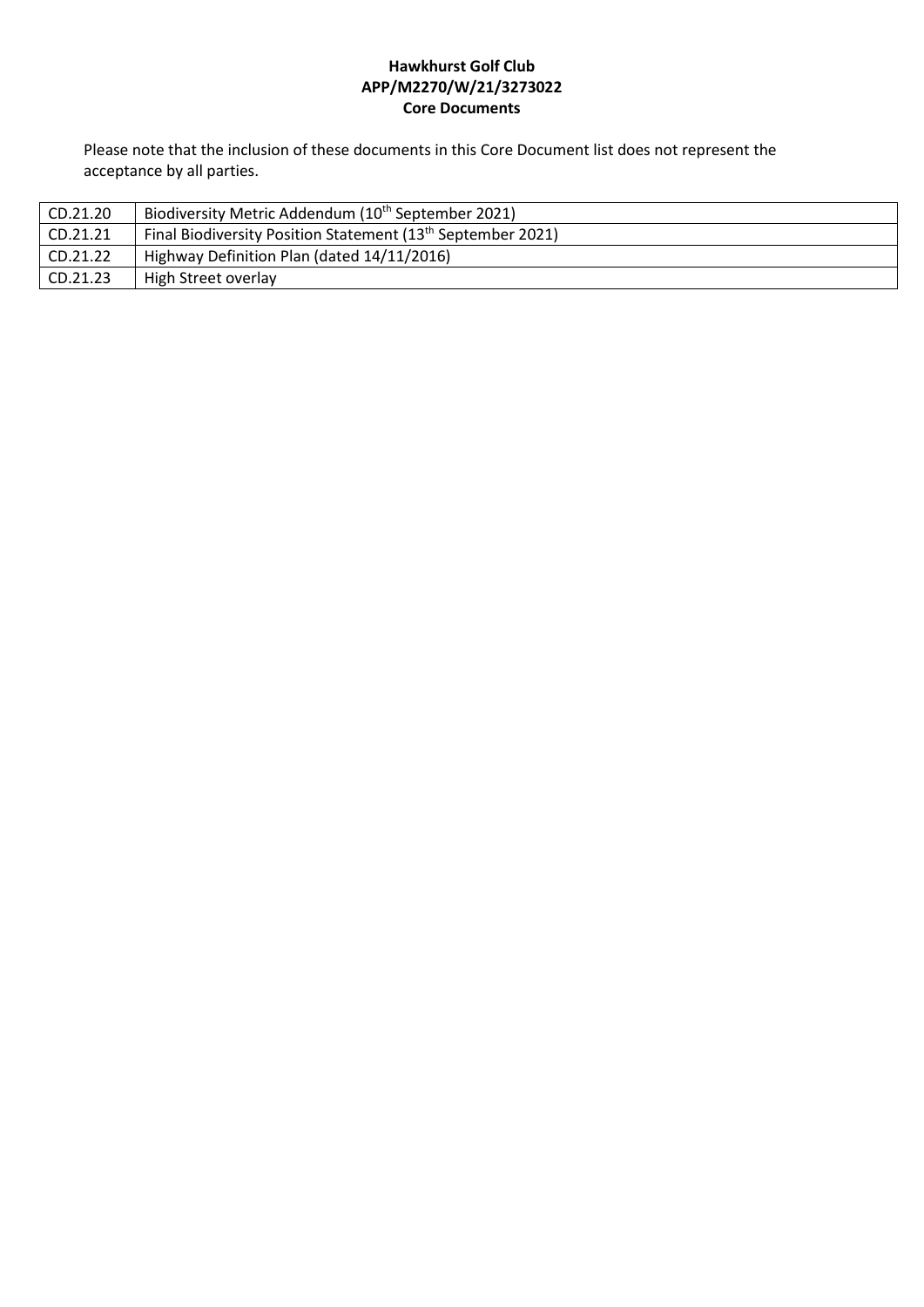**Hawkhurst Golf Club**
**APP/M2270/W/21/3273022**
**Core Documents**

Please note that the inclusion of these documents in this Core Document list does not represent the acceptance by all parties.

| | |
|---|---|
| CD.21.20 | Biodiversity Metric Addendum (10th September 2021) |
| CD.21.21 | Final Biodiversity Position Statement (13th September 2021) |
| CD.21.22 | Highway Definition Plan (dated 14/11/2016) |
| CD.21.23 | High Street overlay |